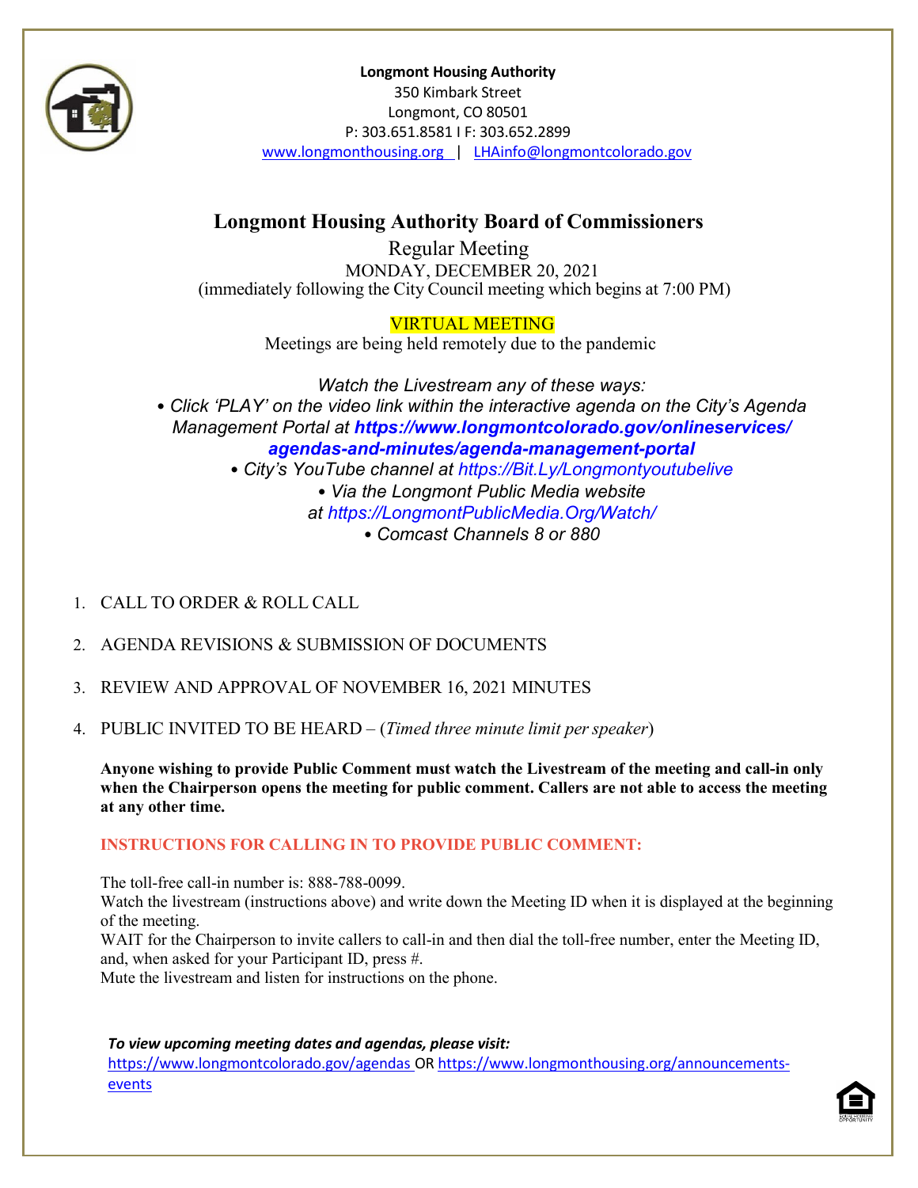**Longmont Housing Authority**
350 Kimbark Street
Longmont, CO 80501
P: 303.651.8581 I F: 303.652.2899
www.longmonthousing.org | LHAinfo@longmontcolorado.gov

# Longmont Housing Authority Board of Commissioners

Regular Meeting
MONDAY, DECEMBER 20, 2021
(immediately following the City Council meeting which begins at 7:00 PM)

VIRTUAL MEETING
Meetings are being held remotely due to the pandemic

*Watch the Livestream any of these ways:*
*• Click 'PLAY' on the video link within the interactive agenda on the City's Agenda Management Portal at* ***https://www.longmontcolorado.gov/onlineservices/agendas-and-minutes/agenda-management-portal***
*• City's YouTube channel at https://Bit.Ly/Longmontyoutubelive*
*• Via the Longmont Public Media website at https://LongmontPublicMedia.Org/Watch/*
*• Comcast Channels 8 or 880*

1. CALL TO ORDER & ROLL CALL
2. AGENDA REVISIONS & SUBMISSION OF DOCUMENTS
3. REVIEW AND APPROVAL OF NOVEMBER 16, 2021 MINUTES
4. PUBLIC INVITED TO BE HEARD – (*Timed three minute limit per speaker*)

**Anyone wishing to provide Public Comment must watch the Livestream of the meeting and call-in only when the Chairperson opens the meeting for public comment. Callers are not able to access the meeting at any other time.**

**INSTRUCTIONS FOR CALLING IN TO PROVIDE PUBLIC COMMENT:**

The toll-free call-in number is: 888-788-0099.
Watch the livestream (instructions above) and write down the Meeting ID when it is displayed at the beginning of the meeting.
WAIT for the Chairperson to invite callers to call-in and then dial the toll-free number, enter the Meeting ID, and, when asked for your Participant ID, press #.
Mute the livestream and listen for instructions on the phone.

***To view upcoming meeting dates and agendas, please visit:***
https://www.longmontcolorado.gov/agendas OR https://www.longmonthousing.org/announcements-events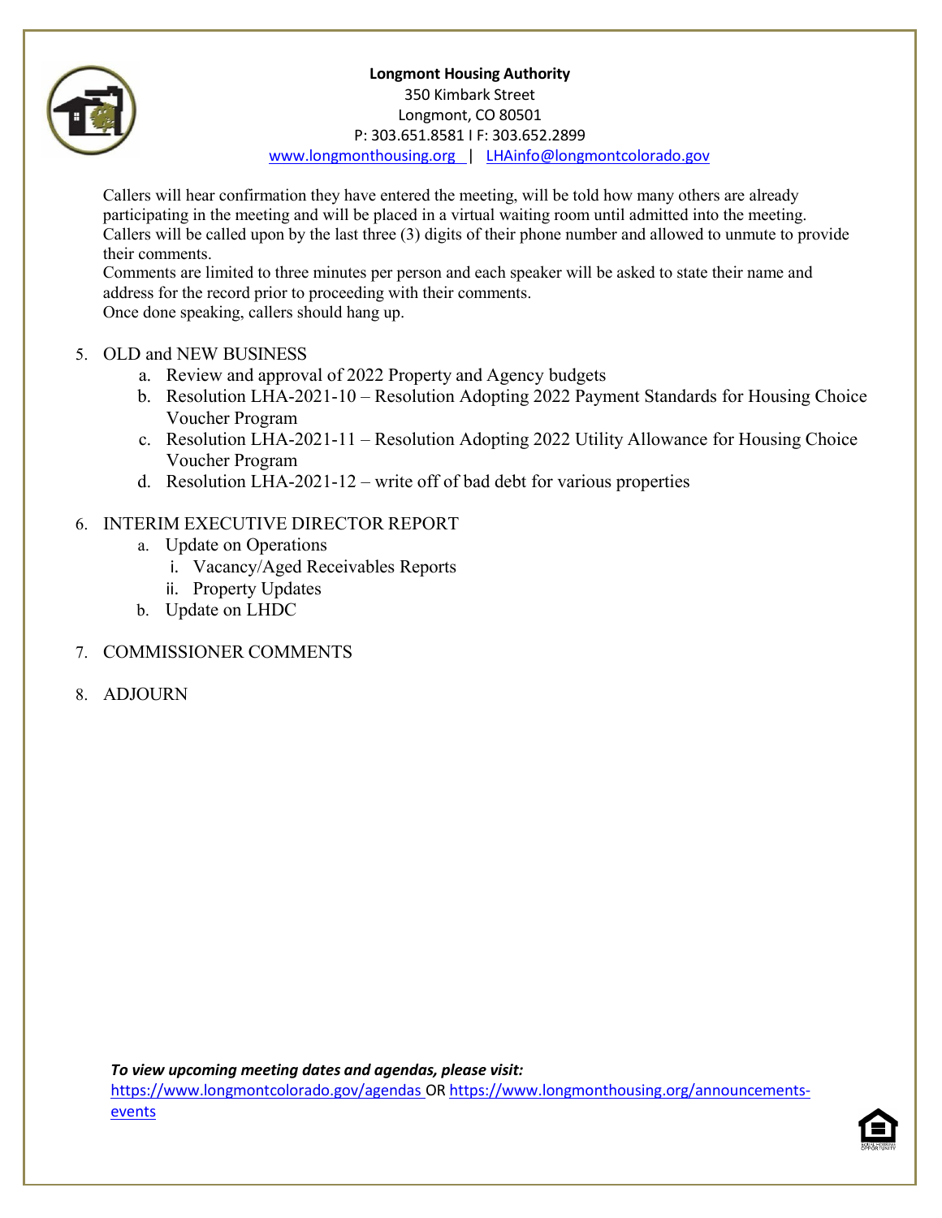**Longmont Housing Authority**
350 Kimbark Street
Longmont, CO 80501
P: 303.651.8581 I F: 303.652.2899
www.longmonthousing.org | LHAinfo@longmontcolorado.gov

Callers will hear confirmation they have entered the meeting, will be told how many others are already participating in the meeting and will be placed in a virtual waiting room until admitted into the meeting. Callers will be called upon by the last three (3) digits of their phone number and allowed to unmute to provide their comments.
Comments are limited to three minutes per person and each speaker will be asked to state their name and address for the record prior to proceeding with their comments.
Once done speaking, callers should hang up.

5. OLD and NEW BUSINESS
   a. Review and approval of 2022 Property and Agency budgets
   b. Resolution LHA-2021-10 – Resolution Adopting 2022 Payment Standards for Housing Choice Voucher Program
   c. Resolution LHA-2021-11 – Resolution Adopting 2022 Utility Allowance for Housing Choice Voucher Program
   d. Resolution LHA-2021-12 – write off of bad debt for various properties

6. INTERIM EXECUTIVE DIRECTOR REPORT
   a. Update on Operations
      i. Vacancy/Aged Receivables Reports
      ii. Property Updates
   b. Update on LHDC

7. COMMISSIONER COMMENTS

8. ADJOURN

***To view upcoming meeting dates and agendas, please visit:***
https://www.longmontcolorado.gov/agendas OR https://www.longmonthousing.org/announcements-events